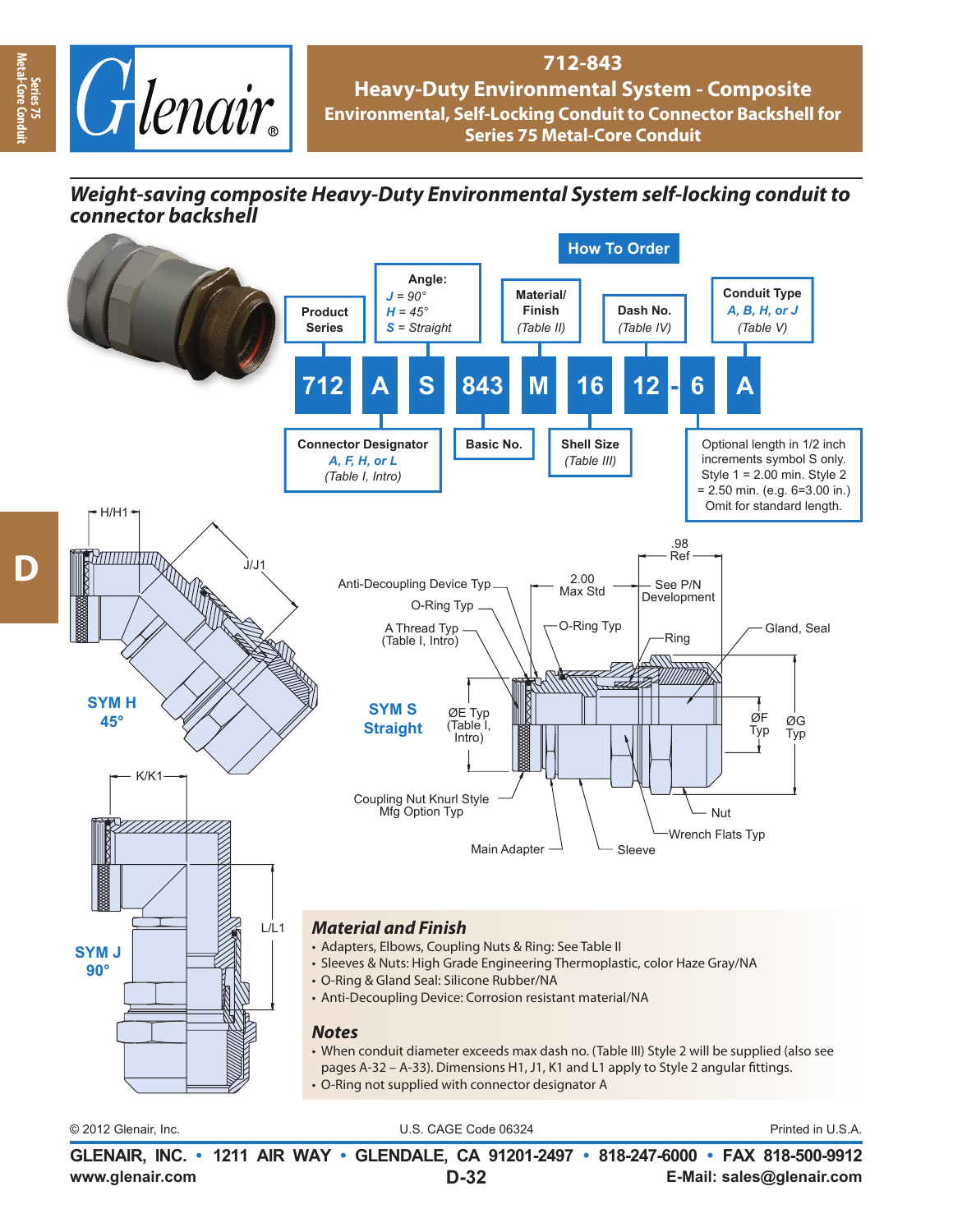# 712-843

## Heavy-Duty Environmental System - Composite

### Environmental, Self-Locking Conduit to Connector Backshell for Series 75 Metal-Core Conduit

***Weight-saving composite Heavy-Duty Environmental System self-locking conduit to connector backshell***

### How To Order

712 A S 843 M 16 12 - 6 A

| Code | Description |
|---|---|
| 712 | Product Series |
| A | Connector Designator *A, F, H, or L* *(Table I, Intro)* |
| S | Angle: *J* = 90°, *H* = 45°, *S* = Straight |
| 843 | Basic No. |
| M | Material/ Finish *(Table II)* |
| 16 | Shell Size *(Table III)* |
| 12 | Dash No. *(Table IV)* |
| 6 | Optional length in 1/2 inch increments symbol S only. Style 1 = 2.00 min. Style 2 = 2.50 min. (e.g. 6=3.00 in.) Omit for standard length. |
| A | Conduit Type *A, B, H, or J* *(Table V)* |

SYM H 45° — H/H1, J/J1

SYM J 90° — K/K1, L/L1

SYM S Straight — Anti-Decoupling Device Typ; O-Ring Typ; A Thread Typ (Table I, Intro); ØE Typ (Table I, Intro); Coupling Nut Knurl Style Mfg Option Typ; Main Adapter; 2.00 Max Std; O-Ring Typ; .98 Ref; See P/N Development; Ring; Gland, Seal; ØF Typ; ØG Typ; Sleeve; Nut; Wrench Flats Typ

## Material and Finish

- Adapters, Elbows, Coupling Nuts & Ring: See Table II
- Sleeves & Nuts: High Grade Engineering Thermoplastic, color Haze Gray/NA
- O-Ring & Gland Seal: Silicone Rubber/NA
- Anti-Decoupling Device: Corrosion resistant material/NA

## Notes

- When conduit diameter exceeds max dash no. (Table III) Style 2 will be supplied (also see pages A-32 – A-33). Dimensions H1, J1, K1 and L1 apply to Style 2 angular fittings.
- O-Ring not supplied with connector designator A

© 2012 Glenair, Inc. U.S. CAGE Code 06324 Printed in U.S.A.

**GLENAIR, INC. • 1211 AIR WAY • GLENDALE, CA 91201-2497 • 818-247-6000 • FAX 818-500-9912**

www.glenair.com D-32 E-Mail: sales@glenair.com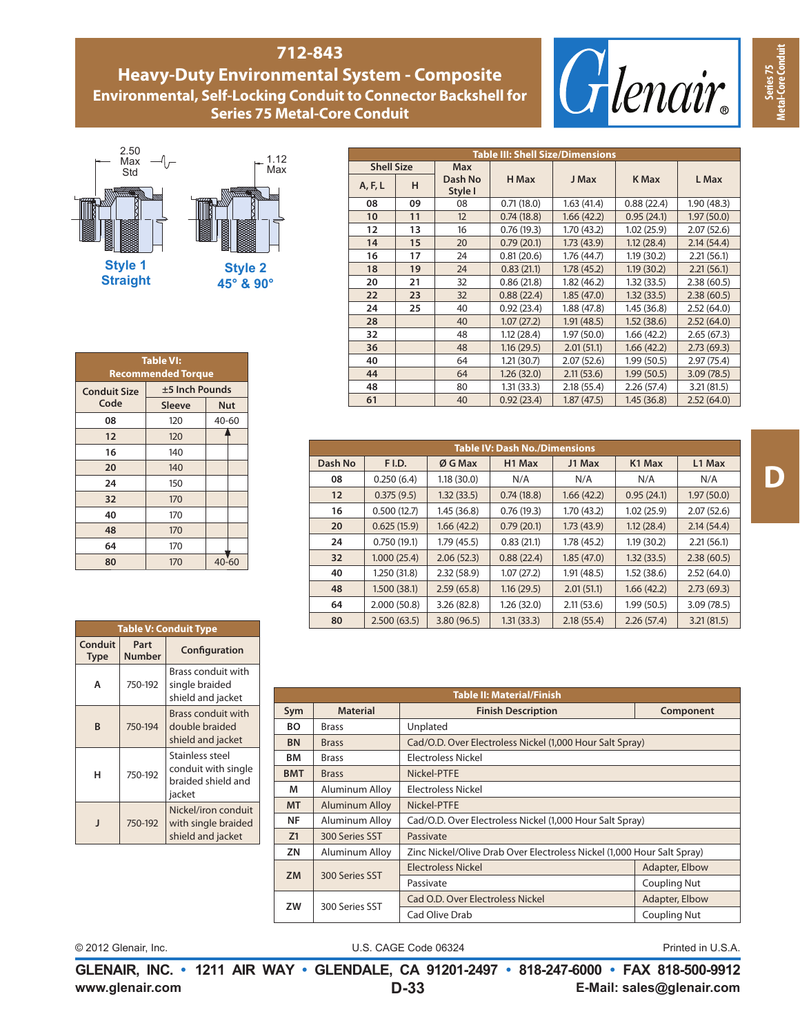# 712-843

## Heavy-Duty Environmental System - Composite

### Environmental, Self-Locking Conduit to Connector Backshell for Series 75 Metal-Core Conduit

2.50 Max Std

1.12 Max

**Style 1 Straight**

**Style 2 45° & 90°**

**Table III: Shell Size/Dimensions**

| Shell Size | | Max Dash No Style I | H Max | J Max | K Max | L Max |
|---|---|---|---|---|---|---|
| A, F, L | H | | | | | |
| 08 | 09 | 08 | 0.71 (18.0) | 1.63 (41.4) | 0.88 (22.4) | 1.90 (48.3) |
| 10 | 11 | 12 | 0.74 (18.8) | 1.66 (42.2) | 0.95 (24.1) | 1.97 (50.0) |
| 12 | 13 | 16 | 0.76 (19.3) | 1.70 (43.2) | 1.02 (25.9) | 2.07 (52.6) |
| 14 | 15 | 20 | 0.79 (20.1) | 1.73 (43.9) | 1.12 (28.4) | 2.14 (54.4) |
| 16 | 17 | 24 | 0.81 (20.6) | 1.76 (44.7) | 1.19 (30.2) | 2.21 (56.1) |
| 18 | 19 | 24 | 0.83 (21.1) | 1.78 (45.2) | 1.19 (30.2) | 2.21 (56.1) |
| 20 | 21 | 32 | 0.86 (21.8) | 1.82 (46.2) | 1.32 (33.5) | 2.38 (60.5) |
| 22 | 23 | 32 | 0.88 (22.4) | 1.85 (47.0) | 1.32 (33.5) | 2.38 (60.5) |
| 24 | 25 | 40 | 0.92 (23.4) | 1.88 (47.8) | 1.45 (36.8) | 2.52 (64.0) |
| 28 | | 40 | 1.07 (27.2) | 1.91 (48.5) | 1.52 (38.6) | 2.52 (64.0) |
| 32 | | 48 | 1.12 (28.4) | 1.97 (50.0) | 1.66 (42.2) | 2.65 (67.3) |
| 36 | | 48 | 1.16 (29.5) | 2.01 (51.1) | 1.66 (42.2) | 2.73 (69.3) |
| 40 | | 64 | 1.21 (30.7) | 2.07 (52.6) | 1.99 (50.5) | 2.97 (75.4) |
| 44 | | 64 | 1.26 (32.0) | 2.11 (53.6) | 1.99 (50.5) | 3.09 (78.5) |
| 48 | | 80 | 1.31 (33.3) | 2.18 (55.4) | 2.26 (57.4) | 3.21 (81.5) |
| 61 | | 40 | 0.92 (23.4) | 1.87 (47.5) | 1.45 (36.8) | 2.52 (64.0) |

**Table VI: Recommended Torque**

| Conduit Size Code | ±5 Inch Pounds | |
|---|---|---|
| | Sleeve | Nut |
| 08 | 120 | 40-60 |
| 12 | 120 | |
| 16 | 140 | |
| 20 | 140 | |
| 24 | 150 | |
| 32 | 170 | |
| 40 | 170 | |
| 48 | 170 | |
| 64 | 170 | |
| 80 | 170 | 40-60 |

**Table IV: Dash No./Dimensions**

| Dash No | F I.D. | Ø G Max | H1 Max | J1 Max | K1 Max | L1 Max |
|---|---|---|---|---|---|---|
| 08 | 0.250 (6.4) | 1.18 (30.0) | N/A | N/A | N/A | N/A |
| 12 | 0.375 (9.5) | 1.32 (33.5) | 0.74 (18.8) | 1.66 (42.2) | 0.95 (24.1) | 1.97 (50.0) |
| 16 | 0.500 (12.7) | 1.45 (36.8) | 0.76 (19.3) | 1.70 (43.2) | 1.02 (25.9) | 2.07 (52.6) |
| 20 | 0.625 (15.9) | 1.66 (42.2) | 0.79 (20.1) | 1.73 (43.9) | 1.12 (28.4) | 2.14 (54.4) |
| 24 | 0.750 (19.1) | 1.79 (45.5) | 0.83 (21.1) | 1.78 (45.2) | 1.19 (30.2) | 2.21 (56.1) |
| 32 | 1.000 (25.4) | 2.06 (52.3) | 0.88 (22.4) | 1.85 (47.0) | 1.32 (33.5) | 2.38 (60.5) |
| 40 | 1.250 (31.8) | 2.32 (58.9) | 1.07 (27.2) | 1.91 (48.5) | 1.52 (38.6) | 2.52 (64.0) |
| 48 | 1.500 (38.1) | 2.59 (65.8) | 1.16 (29.5) | 2.01 (51.1) | 1.66 (42.2) | 2.73 (69.3) |
| 64 | 2.000 (50.8) | 3.26 (82.8) | 1.26 (32.0) | 2.11 (53.6) | 1.99 (50.5) | 3.09 (78.5) |
| 80 | 2.500 (63.5) | 3.80 (96.5) | 1.31 (33.3) | 2.18 (55.4) | 2.26 (57.4) | 3.21 (81.5) |

**Table V: Conduit Type**

| Conduit Type | Part Number | Configuration |
|---|---|---|
| A | 750-192 | Brass conduit with single braided shield and jacket |
| B | 750-194 | Brass conduit with double braided shield and jacket |
| H | 750-192 | Stainless steel conduit with single braided shield and jacket |
| J | 750-192 | Nickel/iron conduit with single braided shield and jacket |

**Table II: Material/Finish**

| Sym | Material | Finish Description | Component |
|---|---|---|---|
| BO | Brass | Unplated | |
| BN | Brass | Cad/O.D. Over Electroless Nickel (1,000 Hour Salt Spray) | |
| BM | Brass | Electroless Nickel | |
| BMT | Brass | Nickel-PTFE | |
| M | Aluminum Alloy | Electroless Nickel | |
| MT | Aluminum Alloy | Nickel-PTFE | |
| NF | Aluminum Alloy | Cad/O.D. Over Electroless Nickel (1,000 Hour Salt Spray) | |
| Z1 | 300 Series SST | Passivate | |
| ZN | Aluminum Alloy | Zinc Nickel/Olive Drab Over Electroless Nickel (1,000 Hour Salt Spray) | |
| ZM | 300 Series SST | Electroless Nickel | Adapter, Elbow |
| | | Passivate | Coupling Nut |
| ZW | 300 Series SST | Cad O.D. Over Electroless Nickel | Adapter, Elbow |
| | | Cad Olive Drab | Coupling Nut |

© 2012 Glenair, Inc. U.S. CAGE Code 06324 Printed in U.S.A.

**GLENAIR, INC. • 1211 AIR WAY • GLENDALE, CA 91201-2497 • 818-247-6000 • FAX 818-500-9912**

**www.glenair.com** **E-Mail: sales@glenair.com**